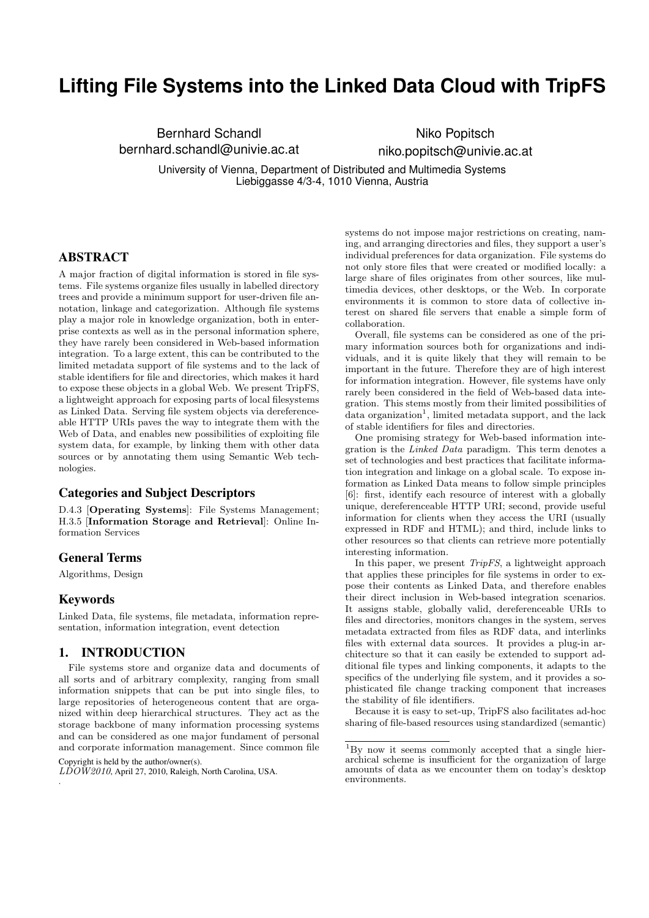# Lifting File Systems into the Linked Data Cloud with TripFS

Bernhard Schandl
bernhard.schandl@univie.ac.at

Niko Popitsch
niko.popitsch@univie.ac.at

University of Vienna, Department of Distributed and Multimedia Systems
Liebiggasse 4/3-4, 1010 Vienna, Austria

## ABSTRACT

A major fraction of digital information is stored in file systems. File systems organize files usually in labelled directory trees and provide a minimum support for user-driven file annotation, linkage and categorization. Although file systems play a major role in knowledge organization, both in enterprise contexts as well as in the personal information sphere, they have rarely been considered in Web-based information integration. To a large extent, this can be contributed to the limited metadata support of file systems and to the lack of stable identifiers for file and directories, which makes it hard to expose these objects in a global Web. We present TripFS, a lightweight approach for exposing parts of local filesystems as Linked Data. Serving file system objects via dereferenceable HTTP URIs paves the way to integrate them with the Web of Data, and enables new possibilities of exploiting file system data, for example, by linking them with other data sources or by annotating them using Semantic Web technologies.

### Categories and Subject Descriptors

D.4.3 [**Operating Systems**]: File Systems Management; H.3.5 [**Information Storage and Retrieval**]: Online Information Services

### General Terms

Algorithms, Design

### Keywords

Linked Data, file systems, file metadata, information representation, information integration, event detection

## 1. INTRODUCTION

File systems store and organize data and documents of all sorts and of arbitrary complexity, ranging from small information snippets that can be put into single files, to large repositories of heterogeneous content that are organized within deep hierarchical structures. They act as the storage backbone of many information processing systems and can be considered as one major fundament of personal and corporate information management. Since common file systems do not impose major restrictions on creating, naming, and arranging directories and files, they support a user's individual preferences for data organization. File systems do not only store files that were created or modified locally: a large share of files originates from other sources, like multimedia devices, other desktops, or the Web. In corporate environments it is common to store data of collective interest on shared file servers that enable a simple form of collaboration.

Overall, file systems can be considered as one of the primary information sources both for organizations and individuals, and it is quite likely that they will remain to be important in the future. Therefore they are of high interest for information integration. However, file systems have only rarely been considered in the field of Web-based data integration. This stems mostly from their limited possibilities of data organization[1], limited metadata support, and the lack of stable identifiers for files and directories.

One promising strategy for Web-based information integration is the *Linked Data* paradigm. This term denotes a set of technologies and best practices that facilitate information integration and linkage on a global scale. To expose information as Linked Data means to follow simple principles [6]: first, identify each resource of interest with a globally unique, dereferenceable HTTP URI; second, provide useful information for clients when they access the URI (usually expressed in RDF and HTML); and third, include links to other resources so that clients can retrieve more potentially interesting information.

In this paper, we present *TripFS*, a lightweight approach that applies these principles for file systems in order to expose their contents as Linked Data, and therefore enables their direct inclusion in Web-based integration scenarios. It assigns stable, globally valid, dereferenceable URIs to files and directories, monitors changes in the system, serves metadata extracted from files as RDF data, and interlinks files with external data sources. It provides a plug-in architecture so that it can easily be extended to support additional file types and linking components, it adapts to the specifics of the underlying file system, and it provides a sophisticated file change tracking component that increases the stability of file identifiers.

Because it is easy to set-up, TripFS also facilitates ad-hoc sharing of file-based resources using standardized (semantic)

[1] By now it seems commonly accepted that a single hierarchical scheme is insufficient for the organization of large amounts of data as we encounter them on today's desktop environments.

Copyright is held by the author/owner(s).
*LDOW2010*, April 27, 2010, Raleigh, North Carolina, USA.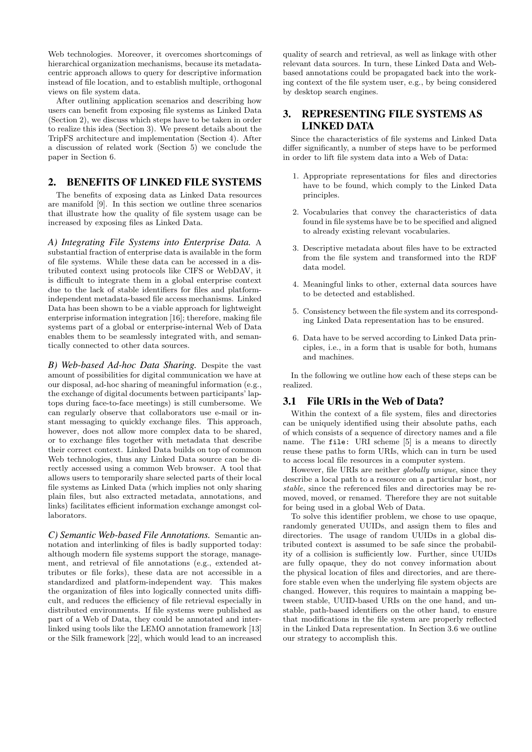Web technologies. Moreover, it overcomes shortcomings of hierarchical organization mechanisms, because its metadata-centric approach allows to query for descriptive information instead of file location, and to establish multiple, orthogonal views on file system data.

After outlining application scenarios and describing how users can benefit from exposing file systems as Linked Data (Section 2), we discuss which steps have to be taken in order to realize this idea (Section 3). We present details about the TripFS architecture and implementation (Section 4). After a discussion of related work (Section 5) we conclude the paper in Section 6.

## 2. BENEFITS OF LINKED FILE SYSTEMS

The benefits of exposing data as Linked Data resources are manifold [9]. In this section we outline three scenarios that illustrate how the quality of file system usage can be increased by exposing files as Linked Data.

***A) Integrating File Systems into Enterprise Data.*** A substantial fraction of enterprise data is available in the form of file systems. While these data can be accessed in a distributed context using protocols like CIFS or WebDAV, it is difficult to integrate them in a global enterprise context due to the lack of stable identifiers for files and platform-independent metadata-based file access mechanisms. Linked Data has been shown to be a viable approach for lightweight enterprise information integration [16]; therefore, making file systems part of a global or enterprise-internal Web of Data enables them to be seamlessly integrated with, and semantically connected to other data sources.

***B) Web-based Ad-hoc Data Sharing.*** Despite the vast amount of possibilities for digital communication we have at our disposal, ad-hoc sharing of meaningful information (e.g., the exchange of digital documents between participants' laptops during face-to-face meetings) is still cumbersome. We can regularly observe that collaborators use e-mail or instant messaging to quickly exchange files. This approach, however, does not allow more complex data to be shared, or to exchange files together with metadata that describe their correct context. Linked Data builds on top of common Web technologies, thus any Linked Data source can be directly accessed using a common Web browser. A tool that allows users to temporarily share selected parts of their local file systems as Linked Data (which implies not only sharing plain files, but also extracted metadata, annotations, and links) facilitates efficient information exchange amongst collaborators.

***C) Semantic Web-based File Annotations.*** Semantic annotation and interlinking of files is badly supported today: although modern file systems support the storage, management, and retrieval of file annotations (e.g., extended attributes or file forks), these data are not accessible in a standardized and platform-independent way. This makes the organization of files into logically connected units difficult, and reduces the efficiency of file retrieval especially in distributed environments. If file systems were published as part of a Web of Data, they could be annotated and interlinked using tools like the LEMO annotation framework [13] or the Silk framework [22], which would lead to an increased quality of search and retrieval, as well as linkage with other relevant data sources. In turn, these Linked Data and Web-based annotations could be propagated back into the working context of the file system user, e.g., by being considered by desktop search engines.

## 3. REPRESENTING FILE SYSTEMS AS LINKED DATA

Since the characteristics of file systems and Linked Data differ significantly, a number of steps have to be performed in order to lift file system data into a Web of Data:

1. Appropriate representations for files and directories have to be found, which comply to the Linked Data principles.
2. Vocabularies that convey the characteristics of data found in file systems have be to be specified and aligned to already existing relevant vocabularies.
3. Descriptive metadata about files have to be extracted from the file system and transformed into the RDF data model.
4. Meaningful links to other, external data sources have to be detected and established.
5. Consistency between the file system and its corresponding Linked Data representation has to be ensured.
6. Data have to be served according to Linked Data principles, i.e., in a form that is usable for both, humans and machines.

In the following we outline how each of these steps can be realized.

### 3.1 File URIs in the Web of Data?

Within the context of a file system, files and directories can be uniquely identified using their absolute paths, each of which consists of a sequence of directory names and a file name. The `file:` URI scheme [5] is a means to directly reuse these paths to form URIs, which can in turn be used to access local file resources in a computer system.

However, file URIs are neither *globally unique*, since they describe a local path to a resource on a particular host, nor *stable*, since the referenced files and directories may be removed, moved, or renamed. Therefore they are not suitable for being used in a global Web of Data.

To solve this identifier problem, we chose to use opaque, randomly generated UUIDs, and assign them to files and directories. The usage of random UUIDs in a global distributed context is assumed to be safe since the probability of a collision is sufficiently low. Further, since UUIDs are fully opaque, they do not convey information about the physical location of files and directories, and are therefore stable even when the underlying file system objects are changed. However, this requires to maintain a mapping between stable, UUID-based URIs on the one hand, and unstable, path-based identifiers on the other hand, to ensure that modifications in the file system are properly reflected in the Linked Data representation. In Section 3.6 we outline our strategy to accomplish this.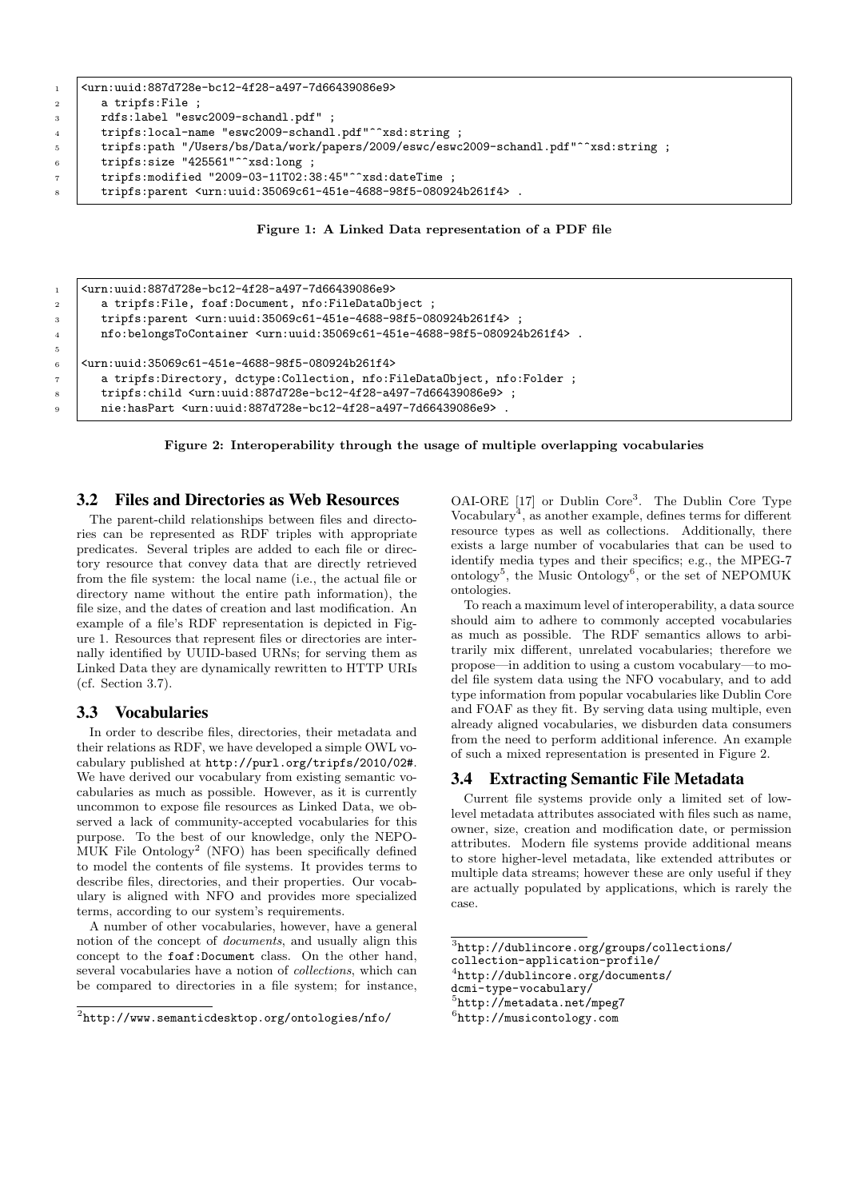```
<urn:uuid:887d728e-bc12-4f28-a497-7d66439086e9>
   a tripfs:File ;
   rdfs:label "eswc2009-schandl.pdf" ;
   tripfs:local-name "eswc2009-schandl.pdf"^^xsd:string ;
   tripfs:path "/Users/bs/Data/work/papers/2009/eswc/eswc2009-schandl.pdf"^^xsd:string ;
   tripfs:size "425561"^^xsd:long ;
   tripfs:modified "2009-03-11T02:38:45"^^xsd:dateTime ;
   tripfs:parent <urn:uuid:35069c61-451e-4688-98f5-080924b261f4> .
```

**Figure 1: A Linked Data representation of a PDF file**

```
<urn:uuid:887d728e-bc12-4f28-a497-7d66439086e9>
   a tripfs:File, foaf:Document, nfo:FileDataObject ;
   tripfs:parent <urn:uuid:35069c61-451e-4688-98f5-080924b261f4> ;
   nfo:belongsToContainer <urn:uuid:35069c61-451e-4688-98f5-080924b261f4> .

<urn:uuid:35069c61-451e-4688-98f5-080924b261f4>
   a tripfs:Directory, dctype:Collection, nfo:FileDataObject, nfo:Folder ;
   tripfs:child <urn:uuid:887d728e-bc12-4f28-a497-7d66439086e9> ;
   nie:hasPart <urn:uuid:887d728e-bc12-4f28-a497-7d66439086e9> .
```

**Figure 2: Interoperability through the usage of multiple overlapping vocabularies**

## 3.2 Files and Directories as Web Resources

The parent-child relationships between files and directories can be represented as RDF triples with appropriate predicates. Several triples are added to each file or directory resource that convey data that are directly retrieved from the file system: the local name (i.e., the actual file or directory name without the entire path information), the file size, and the dates of creation and last modification. An example of a file's RDF representation is depicted in Figure 1. Resources that represent files or directories are internally identified by UUID-based URNs; for serving them as Linked Data they are dynamically rewritten to HTTP URIs (cf. Section 3.7).

## 3.3 Vocabularies

In order to describe files, directories, their metadata and their relations as RDF, we have developed a simple OWL vocabulary published at `http://purl.org/tripfs/2010/02#`. We have derived our vocabulary from existing semantic vocabularies as much as possible. However, as it is currently uncommon to expose file resources as Linked Data, we observed a lack of community-accepted vocabularies for this purpose. To the best of our knowledge, only the NEPOMUK File Ontology[2] (NFO) has been specifically defined to model the contents of file systems. It provides terms to describe files, directories, and their properties. Our vocabulary is aligned with NFO and provides more specialized terms, according to our system's requirements.

A number of other vocabularies, however, have a general notion of the concept of *documents*, and usually align this concept to the `foaf:Document` class. On the other hand, several vocabularies have a notion of *collections*, which can be compared to directories in a file system; for instance, OAI-ORE [17] or Dublin Core[3]. The Dublin Core Type Vocabulary[4], as another example, defines terms for different resource types as well as collections. Additionally, there exists a large number of vocabularies that can be used to identify media types and their specifics; e.g., the MPEG-7 ontology[5], the Music Ontology[6], or the set of NEPOMUK ontologies.

To reach a maximum level of interoperability, a data source should aim to adhere to commonly accepted vocabularies as much as possible. The RDF semantics allows to arbitrarily mix different, unrelated vocabularies; therefore we propose—in addition to using a custom vocabulary—to model file system data using the NFO vocabulary, and to add type information from popular vocabularies like Dublin Core and FOAF as they fit. By serving data using multiple, even already aligned vocabularies, we disburden data consumers from the need to perform additional inference. An example of such a mixed representation is presented in Figure 2.

## 3.4 Extracting Semantic File Metadata

Current file systems provide only a limited set of low-level metadata attributes associated with files such as name, owner, size, creation and modification date, or permission attributes. Modern file systems provide additional means to store higher-level metadata, like extended attributes or multiple data streams; however these are only useful if they are actually populated by applications, which is rarely the case.

[2] `http://www.semanticdesktop.org/ontologies/nfo/`

[3] `http://dublincore.org/groups/collections/collection-application-profile/`

[4] `http://dublincore.org/documents/dcmi-type-vocabulary/`

[5] `http://metadata.net/mpeg7`

[6] `http://musicontology.com`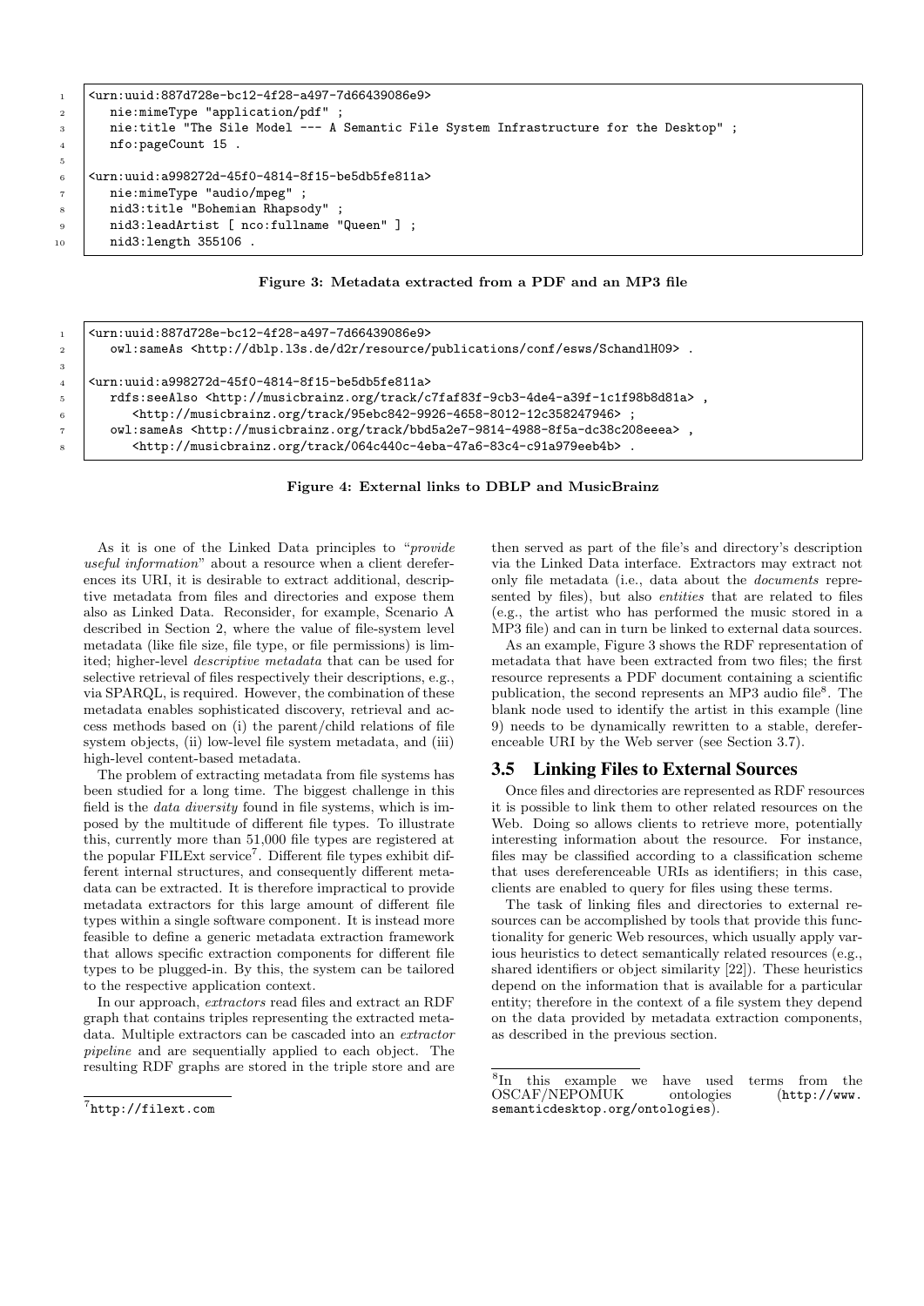```
<urn:uuid:887d728e-bc12-4f28-a497-7d66439086e9>
   nie:mimeType "application/pdf" ;
   nie:title "The Sile Model --- A Semantic File System Infrastructure for the Desktop" ;
   nfo:pageCount 15 .

<urn:uuid:a998272d-45f0-4814-8f15-be5db5fe811a>
   nie:mimeType "audio/mpeg" ;
   nid3:title "Bohemian Rhapsody" ;
   nid3:leadArtist [ nco:fullname "Queen" ] ;
   nid3:length 355106 .
```

**Figure 3: Metadata extracted from a PDF and an MP3 file**

```
<urn:uuid:887d728e-bc12-4f28-a497-7d66439086e9>
   owl:sameAs <http://dblp.l3s.de/d2r/resource/publications/conf/esws/SchandlH09> .

<urn:uuid:a998272d-45f0-4814-8f15-be5db5fe811a>
   rdfs:seeAlso <http://musicbrainz.org/track/c7faf83f-9cb3-4de4-a39f-1c1f98b8d81a> ,
      <http://musicbrainz.org/track/95ebc842-9926-4658-8012-12c358247946> ;
   owl:sameAs <http://musicbrainz.org/track/bbd5a2e7-9814-4988-8f5a-dc38c208eeea> ,
      <http://musicbrainz.org/track/064c440c-4eba-47a6-83c4-c91a979eeb4b> .
```

**Figure 4: External links to DBLP and MusicBrainz**

As it is one of the Linked Data principles to "*provide useful information*" about a resource when a client dereferences its URI, it is desirable to extract additional, descriptive metadata from files and directories and expose them also as Linked Data. Reconsider, for example, Scenario A described in Section 2, where the value of file-system level metadata (like file size, file type, or file permissions) is limited; higher-level *descriptive metadata* that can be used for selective retrieval of files respectively their descriptions, e.g., via SPARQL, is required. However, the combination of these metadata enables sophisticated discovery, retrieval and access methods based on (i) the parent/child relations of file system objects, (ii) low-level file system metadata, and (iii) high-level content-based metadata.

The problem of extracting metadata from file systems has been studied for a long time. The biggest challenge in this field is the *data diversity* found in file systems, which is imposed by the multitude of different file types. To illustrate this, currently more than 51,000 file types are registered at the popular FILExt service[7]. Different file types exhibit different internal structures, and consequently different metadata can be extracted. It is therefore impractical to provide metadata extractors for this large amount of different file types within a single software component. It is instead more feasible to define a generic metadata extraction framework that allows specific extraction components for different file types to be plugged-in. By this, the system can be tailored to the respective application context.

In our approach, *extractors* read files and extract an RDF graph that contains triples representing the extracted metadata. Multiple extractors can be cascaded into an *extractor pipeline* and are sequentially applied to each object. The resulting RDF graphs are stored in the triple store and are then served as part of the file's and directory's description via the Linked Data interface. Extractors may extract not only file metadata (i.e., data about the *documents* represented by files), but also *entities* that are related to files (e.g., the artist who has performed the music stored in a MP3 file) and can in turn be linked to external data sources.

As an example, Figure 3 shows the RDF representation of metadata that have been extracted from two files; the first resource represents a PDF document containing a scientific publication, the second represents an MP3 audio file[8]. The blank node used to identify the artist in this example (line 9) needs to be dynamically rewritten to a stable, dereferenceable URI by the Web server (see Section 3.7).

## 3.5 Linking Files to External Sources

Once files and directories are represented as RDF resources it is possible to link them to other related resources on the Web. Doing so allows clients to retrieve more, potentially interesting information about the resource. For instance, files may be classified according to a classification scheme that uses dereferenceable URIs as identifiers; in this case, clients are enabled to query for files using these terms.

The task of linking files and directories to external resources can be accomplished by tools that provide this functionality for generic Web resources, which usually apply various heuristics to detect semantically related resources (e.g., shared identifiers or object similarity [22]). These heuristics depend on the information that is available for a particular entity; therefore in the context of a file system they depend on the data provided by metadata extraction components, as described in the previous section.

[7] http://filext.com

[8] In this example we have used terms from the OSCAF/NEPOMUK ontologies (http://www.semanticdesktop.org/ontologies).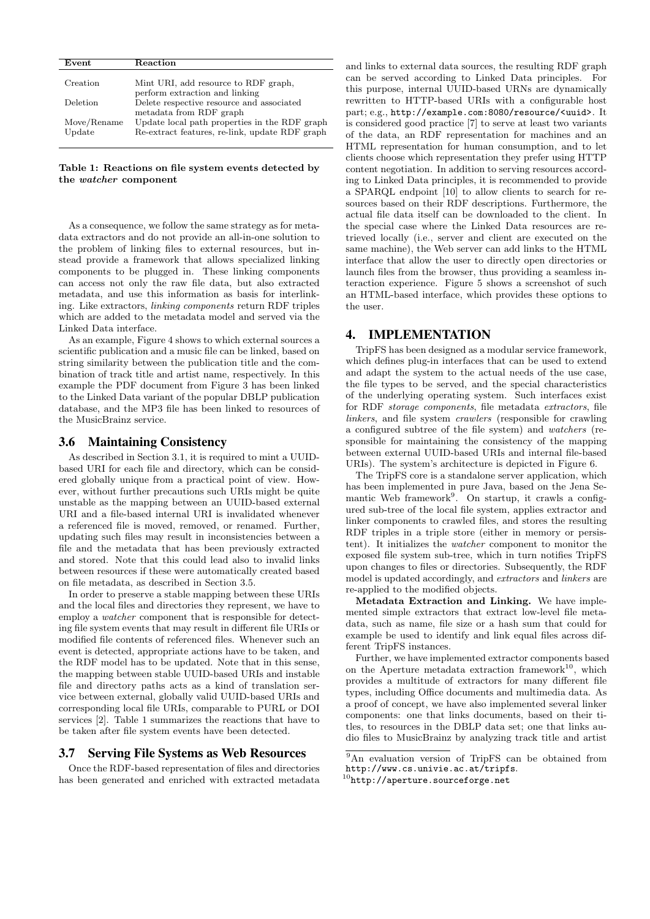| Event | Reaction |
| --- | --- |
| Creation | Mint URI, add resource to RDF graph, perform extraction and linking |
| Deletion | Delete respective resource and associated metadata from RDF graph |
| Move/Rename | Update local path properties in the RDF graph |
| Update | Re-extract features, re-link, update RDF graph |

**Table 1: Reactions on file system events detected by the *watcher* component**

As a consequence, we follow the same strategy as for metadata extractors and do not provide an all-in-one solution to the problem of linking files to external resources, but instead provide a framework that allows specialized linking components to be plugged in. These linking components can access not only the raw file data, but also extracted metadata, and use this information as basis for interlinking. Like extractors, *linking components* return RDF triples which are added to the metadata model and served via the Linked Data interface.

As an example, Figure 4 shows to which external sources a scientific publication and a music file can be linked, based on string similarity between the publication title and the combination of track title and artist name, respectively. In this example the PDF document from Figure 3 has been linked to the Linked Data variant of the popular DBLP publication database, and the MP3 file has been linked to resources of the MusicBrainz service.

### 3.6 Maintaining Consistency

As described in Section 3.1, it is required to mint a UUID-based URI for each file and directory, which can be considered globally unique from a practical point of view. However, without further precautions such URIs might be quite unstable as the mapping between an UUID-based external URI and a file-based internal URI is invalidated whenever a referenced file is moved, removed, or renamed. Further, updating such files may result in inconsistencies between a file and the metadata that has been previously extracted and stored. Note that this could lead also to invalid links between resources if these were automatically created based on file metadata, as described in Section 3.5.

In order to preserve a stable mapping between these URIs and the local files and directories they represent, we have to employ a *watcher* component that is responsible for detecting file system events that may result in different file URIs or modified file contents of referenced files. Whenever such an event is detected, appropriate actions have to be taken, and the RDF model has to be updated. Note that in this sense, the mapping between stable UUID-based URIs and instable file and directory paths acts as a kind of translation service between external, globally valid UUID-based URIs and corresponding local file URIs, comparable to PURL or DOI services [2]. Table 1 summarizes the reactions that have to be taken after file system events have been detected.

### 3.7 Serving File Systems as Web Resources

Once the RDF-based representation of files and directories has been generated and enriched with extracted metadata and links to external data sources, the resulting RDF graph can be served according to Linked Data principles. For this purpose, internal UUID-based URNs are dynamically rewritten to HTTP-based URIs with a configurable host part; e.g., `http://example.com:8080/resource/<uuid>`. It is considered good practice [7] to serve at least two variants of the data, an RDF representation for machines and an HTML representation for human consumption, and to let clients choose which representation they prefer using HTTP content negotiation. In addition to serving resources according to Linked Data principles, it is recommended to provide a SPARQL endpoint [10] to allow clients to search for resources based on their RDF descriptions. Furthermore, the actual file data itself can be downloaded to the client. In the special case where the Linked Data resources are retrieved locally (i.e., server and client are executed on the same machine), the Web server can add links to the HTML interface that allow the user to directly open directories or launch files from the browser, thus providing a seamless interaction experience. Figure 5 shows a screenshot of such an HTML-based interface, which provides these options to the user.

## 4. IMPLEMENTATION

TripFS has been designed as a modular service framework, which defines plug-in interfaces that can be used to extend and adapt the system to the actual needs of the use case, the file types to be served, and the special characteristics of the underlying operating system. Such interfaces exist for RDF *storage components*, file metadata *extractors*, file *linkers*, and file system *crawlers* (responsible for crawling a configured subtree of the file system) and *watchers* (responsible for maintaining the consistency of the mapping between external UUID-based URIs and internal file-based URIs). The system's architecture is depicted in Figure 6.

The TripFS core is a standalone server application, which has been implemented in pure Java, based on the Jena Semantic Web framework[9]. On startup, it crawls a configured sub-tree of the local file system, applies extractor and linker components to crawled files, and stores the resulting RDF triples in a triple store (either in memory or persistent). It initializes the *watcher* component to monitor the exposed file system sub-tree, which in turn notifies TripFS upon changes to files or directories. Subsequently, the RDF model is updated accordingly, and *extractors* and *linkers* are re-applied to the modified objects.

**Metadata Extraction and Linking.** We have implemented simple extractors that extract low-level file metadata, such as name, file size or a hash sum that could for example be used to identify and link equal files across different TripFS instances.

Further, we have implemented extractor components based on the Aperture metadata extraction framework[10], which provides a multitude of extractors for many different file types, including Office documents and multimedia data. As a proof of concept, we have also implemented several linker components: one that links documents, based on their titles, to resources in the DBLP data set; one that links audio files to MusicBrainz by analyzing track title and artist

[9] An evaluation version of TripFS can be obtained from `http://www.cs.univie.ac.at/tripfs`.

[10] `http://aperture.sourceforge.net`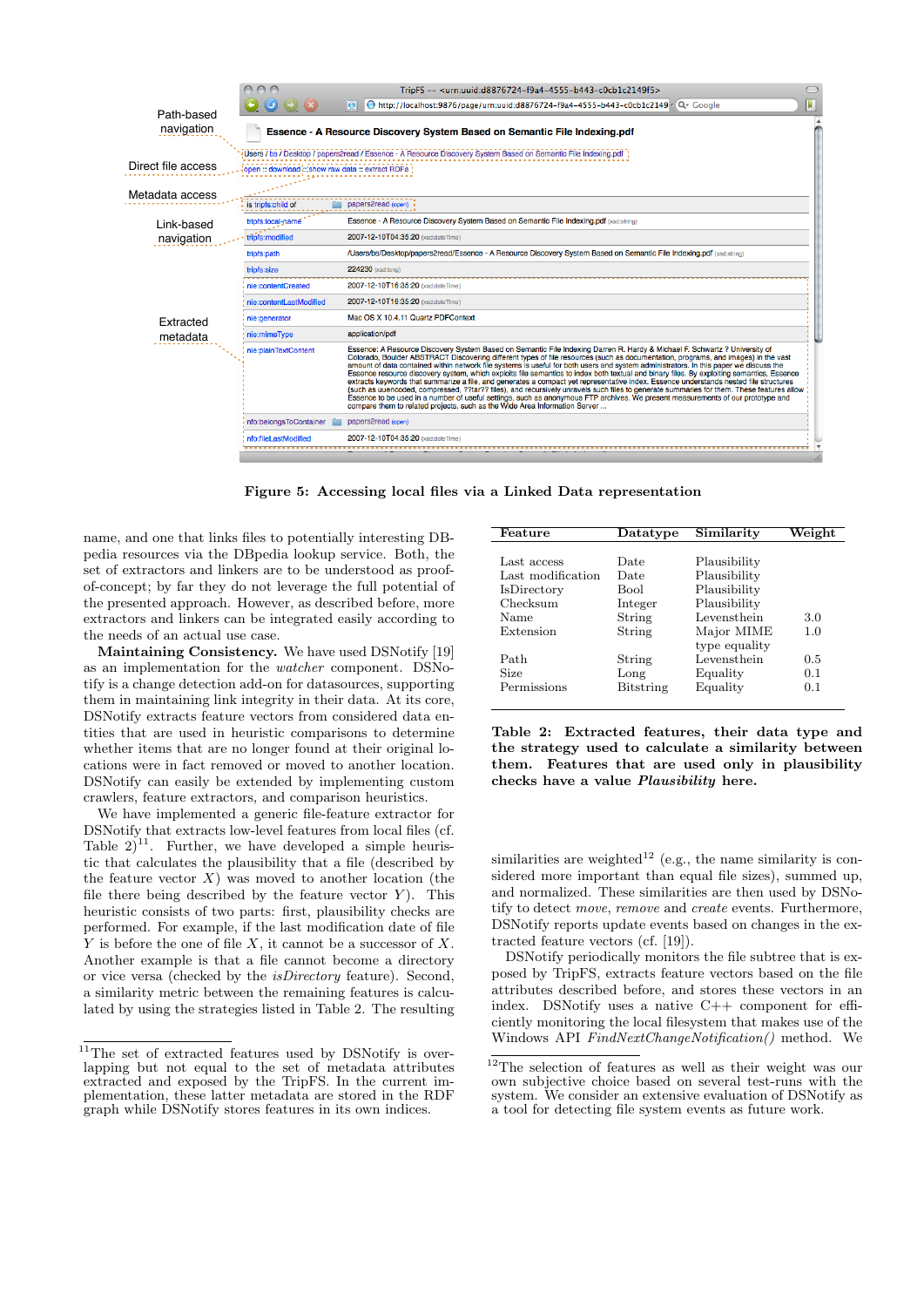Figure 5: Accessing local files via a Linked Data representation

name, and one that links files to potentially interesting DBpedia resources via the DBpedia lookup service. Both, the set of extractors and linkers are to be understood as proof-of-concept; by far they do not leverage the full potential of the presented approach. However, as described before, more extractors and linkers can be integrated easily according to the needs of an actual use case.

**Maintaining Consistency.** We have used DSNotify [19] as an implementation for the *watcher* component. DSNotify is a change detection add-on for datasources, supporting them in maintaining link integrity in their data. At its core, DSNotify extracts feature vectors from considered data entities that are used in heuristic comparisons to determine whether items that are no longer found at their original locations were in fact removed or moved to another location. DSNotify can easily be extended by implementing custom crawlers, feature extractors, and comparison heuristics.

We have implemented a generic file-feature extractor for DSNotify that extracts low-level features from local files (cf. Table 2)[11]. Further, we have developed a simple heuristic that calculates the plausibility that a file (described by the feature vector $X$) was moved to another location (the file there being described by the feature vector $Y$). This heuristic consists of two parts: first, plausibility checks are performed. For example, if the last modification date of file $Y$ is before the one of file $X$, it cannot be a successor of $X$. Another example is that a file cannot become a directory or vice versa (checked by the *isDirectory* feature). Second, a similarity metric between the remaining features is calculated by using the strategies listed in Table 2. The resulting similarities are weighted[12] (e.g., the name similarity is considered more important than equal file sizes), summed up, and normalized. These similarities are then used by DSNotify to detect *move*, *remove* and *create* events. Furthermore, DSNotify reports update events based on changes in the extracted feature vectors (cf. [19]).

| Feature | Datatype | Similarity | Weight |
|---|---|---|---|
| Last access | Date | Plausibility | |
| Last modification | Date | Plausibility | |
| IsDirectory | Bool | Plausibility | |
| Checksum | Integer | Plausibility | |
| Name | String | Levensthein | 3.0 |
| Extension | String | Major MIME type equality | 1.0 |
| Path | String | Levensthein | 0.5 |
| Size | Long | Equality | 0.1 |
| Permissions | Bitstring | Equality | 0.1 |

**Table 2: Extracted features, their data type and the strategy used to calculate a similarity between them. Features that are used only in plausibility checks have a value *Plausibility* here.**

DSNotify periodically monitors the file subtree that is exposed by TripFS, extracts feature vectors based on the file attributes described before, and stores these vectors in an index. DSNotify uses a native C++ component for efficiently monitoring the local filesystem that makes use of the Windows API *FindNextChangeNotification()* method. We

[11] The set of extracted features used by DSNotify is overlapping but not equal to the set of metadata attributes extracted and exposed by the TripFS. In the current implementation, these latter metadata are stored in the RDF graph while DSNotify stores features in its own indices.

[12] The selection of features as well as their weight was our own subjective choice based on several test-runs with the system. We consider an extensive evaluation of DSNotify as a tool for detecting file system events as future work.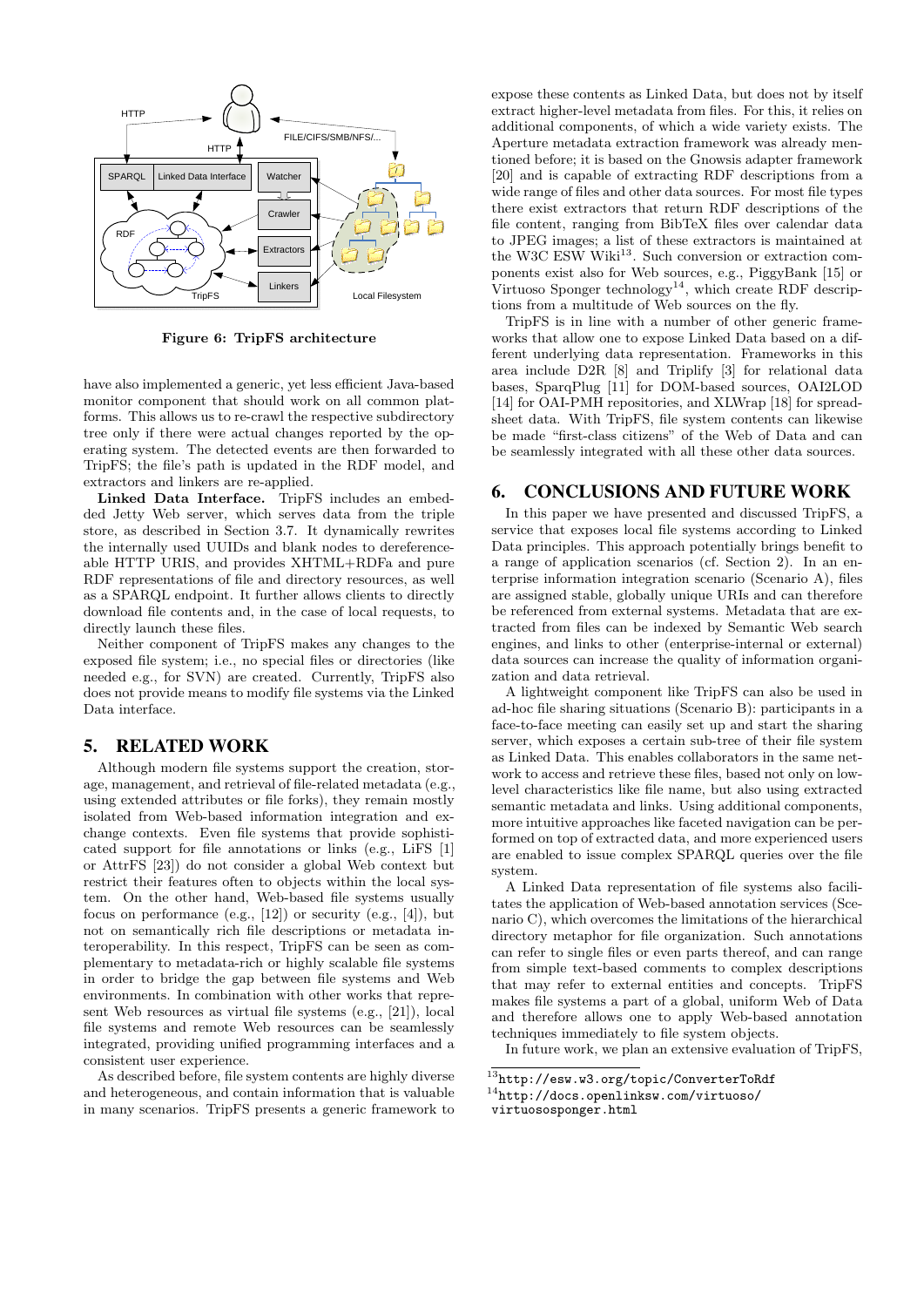Figure 6: TripFS architecture

have also implemented a generic, yet less efficient Java-based monitor component that should work on all common platforms. This allows us to re-crawl the respective subdirectory tree only if there were actual changes reported by the operating system. The detected events are then forwarded to TripFS; the file's path is updated in the RDF model, and extractors and linkers are re-applied.

**Linked Data Interface.** TripFS includes an embedded Jetty Web server, which serves data from the triple store, as described in Section 3.7. It dynamically rewrites the internally used UUIDs and blank nodes to dereferenceable HTTP URIS, and provides XHTML+RDFa and pure RDF representations of file and directory resources, as well as a SPARQL endpoint. It further allows clients to directly download file contents and, in the case of local requests, to directly launch these files.

Neither component of TripFS makes any changes to the exposed file system; i.e., no special files or directories (like needed e.g., for SVN) are created. Currently, TripFS also does not provide means to modify file systems via the Linked Data interface.

## 5. RELATED WORK

Although modern file systems support the creation, storage, management, and retrieval of file-related metadata (e.g., using extended attributes or file forks), they remain mostly isolated from Web-based information integration and exchange contexts. Even file systems that provide sophisticated support for file annotations or links (e.g., LiFS [1] or AttrFS [23]) do not consider a global Web context but restrict their features often to objects within the local system. On the other hand, Web-based file systems usually focus on performance (e.g., [12]) or security (e.g., [4]), but not on semantically rich file descriptions or metadata interoperability. In this respect, TripFS can be seen as complementary to metadata-rich or highly scalable file systems in order to bridge the gap between file systems and Web environments. In combination with other works that represent Web resources as virtual file systems (e.g., [21]), local file systems and remote Web resources can be seamlessly integrated, providing unified programming interfaces and a consistent user experience.

As described before, file system contents are highly diverse and heterogeneous, and contain information that is valuable in many scenarios. TripFS presents a generic framework to expose these contents as Linked Data, but does not by itself extract higher-level metadata from files. For this, it relies on additional components, of which a wide variety exists. The Aperture metadata extraction framework was already mentioned before; it is based on the Gnowsis adapter framework [20] and is capable of extracting RDF descriptions from a wide range of files and other data sources. For most file types there exist extractors that return RDF descriptions of the file content, ranging from BibTeX files over calendar data to JPEG images; a list of these extractors is maintained at the W3C ESW Wiki[13]. Such conversion or extraction components exist also for Web sources, e.g., PiggyBank [15] or Virtuoso Sponger technology[14], which create RDF descriptions from a multitude of Web sources on the fly.

TripFS is in line with a number of other generic frameworks that allow one to expose Linked Data based on a different underlying data representation. Frameworks in this area include D2R [8] and Triplify [3] for relational data bases, SparqPlug [11] for DOM-based sources, OAI2LOD [14] for OAI-PMH repositories, and XLWrap [18] for spreadsheet data. With TripFS, file system contents can likewise be made "first-class citizens" of the Web of Data and can be seamlessly integrated with all these other data sources.

## 6. CONCLUSIONS AND FUTURE WORK

In this paper we have presented and discussed TripFS, a service that exposes local file systems according to Linked Data principles. This approach potentially brings benefit to a range of application scenarios (cf. Section 2). In an enterprise information integration scenario (Scenario A), files are assigned stable, globally unique URIs and can therefore be referenced from external systems. Metadata that are extracted from files can be indexed by Semantic Web search engines, and links to other (enterprise-internal or external) data sources can increase the quality of information organization and data retrieval.

A lightweight component like TripFS can also be used in ad-hoc file sharing situations (Scenario B): participants in a face-to-face meeting can easily set up and start the sharing server, which exposes a certain sub-tree of their file system as Linked Data. This enables collaborators in the same network to access and retrieve these files, based not only on low-level characteristics like file name, but also using extracted semantic metadata and links. Using additional components, more intuitive approaches like faceted navigation can be performed on top of extracted data, and more experienced users are enabled to issue complex SPARQL queries over the file system.

A Linked Data representation of file systems also facilitates the application of Web-based annotation services (Scenario C), which overcomes the limitations of the hierarchical directory metaphor for file organization. Such annotations can refer to single files or even parts thereof, and can range from simple text-based comments to complex descriptions that may refer to external entities and concepts. TripFS makes file systems a part of a global, uniform Web of Data and therefore allows one to apply Web-based annotation techniques immediately to file system objects.

In future work, we plan an extensive evaluation of TripFS,

[13] `http://esw.w3.org/topic/ConverterToRdf`

[14] `http://docs.openlinksw.com/virtuoso/virtuososponger.html`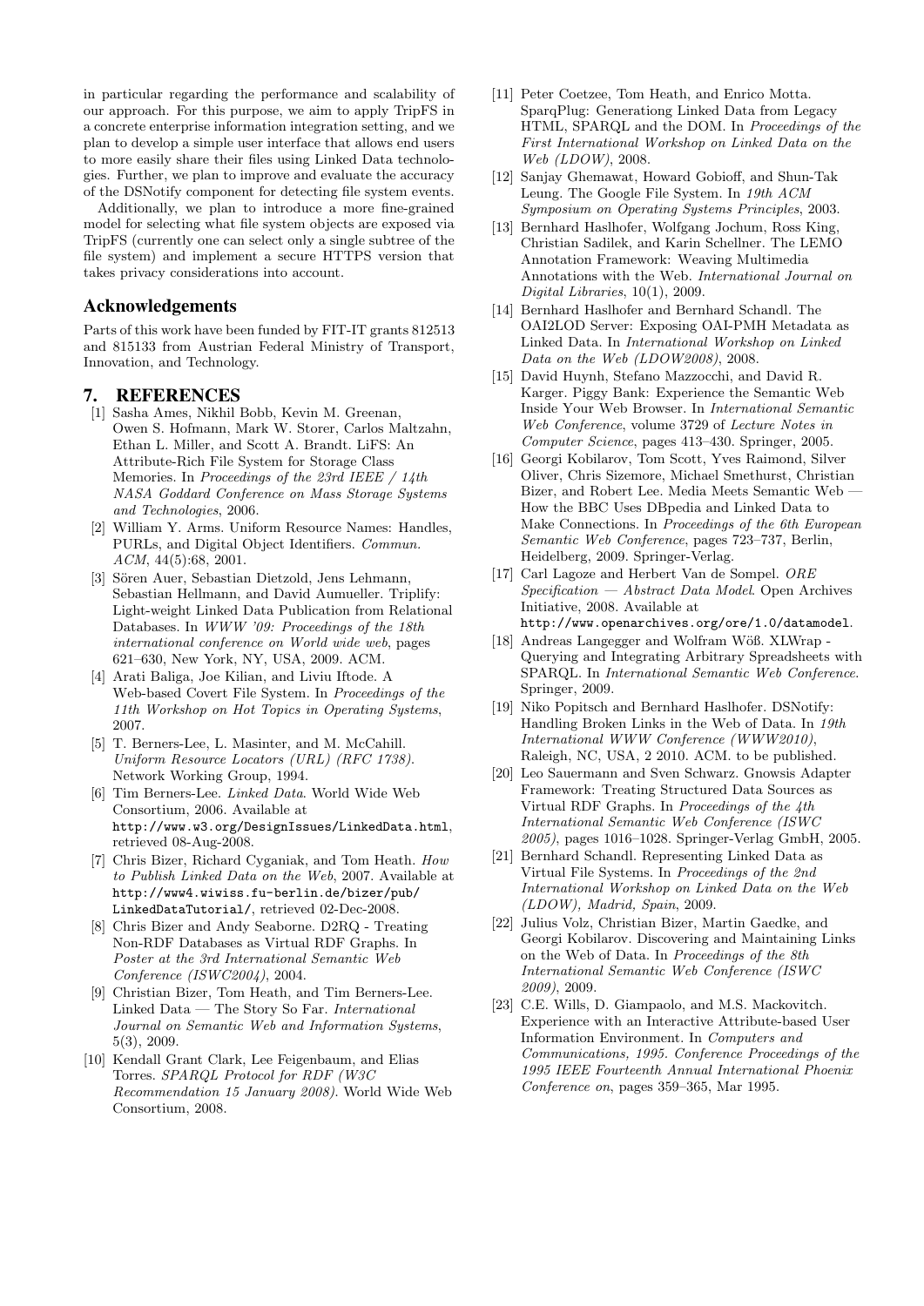in particular regarding the performance and scalability of our approach. For this purpose, we aim to apply TripFS in a concrete enterprise information integration setting, and we plan to develop a simple user interface that allows end users to more easily share their files using Linked Data technologies. Further, we plan to improve and evaluate the accuracy of the DSNotify component for detecting file system events.

Additionally, we plan to introduce a more fine-grained model for selecting what file system objects are exposed via TripFS (currently one can select only a single subtree of the file system) and implement a secure HTTPS version that takes privacy considerations into account.

## Acknowledgements

Parts of this work have been funded by FIT-IT grants 812513 and 815133 from Austrian Federal Ministry of Transport, Innovation, and Technology.

## 7. REFERENCES

[1] Sasha Ames, Nikhil Bobb, Kevin M. Greenan, Owen S. Hofmann, Mark W. Storer, Carlos Maltzahn, Ethan L. Miller, and Scott A. Brandt. LiFS: An Attribute-Rich File System for Storage Class Memories. In *Proceedings of the 23rd IEEE / 14th NASA Goddard Conference on Mass Storage Systems and Technologies*, 2006.

[2] William Y. Arms. Uniform Resource Names: Handles, PURLs, and Digital Object Identifiers. *Commun. ACM*, 44(5):68, 2001.

[3] Sören Auer, Sebastian Dietzold, Jens Lehmann, Sebastian Hellmann, and David Aumueller. Triplify: Light-weight Linked Data Publication from Relational Databases. In *WWW '09: Proceedings of the 18th international conference on World wide web*, pages 621–630, New York, NY, USA, 2009. ACM.

[4] Arati Baliga, Joe Kilian, and Liviu Iftode. A Web-based Covert File System. In *Proceedings of the 11th Workshop on Hot Topics in Operating Systems*, 2007.

[5] T. Berners-Lee, L. Masinter, and M. McCahill. *Uniform Resource Locators (URL) (RFC 1738)*. Network Working Group, 1994.

[6] Tim Berners-Lee. *Linked Data*. World Wide Web Consortium, 2006. Available at http://www.w3.org/DesignIssues/LinkedData.html, retrieved 08-Aug-2008.

[7] Chris Bizer, Richard Cyganiak, and Tom Heath. *How to Publish Linked Data on the Web*, 2007. Available at http://www4.wiwiss.fu-berlin.de/bizer/pub/LinkedDataTutorial/, retrieved 02-Dec-2008.

[8] Chris Bizer and Andy Seaborne. D2RQ - Treating Non-RDF Databases as Virtual RDF Graphs. In *Poster at the 3rd International Semantic Web Conference (ISWC2004)*, 2004.

[9] Christian Bizer, Tom Heath, and Tim Berners-Lee. Linked Data — The Story So Far. *International Journal on Semantic Web and Information Systems*, 5(3), 2009.

[10] Kendall Grant Clark, Lee Feigenbaum, and Elias Torres. *SPARQL Protocol for RDF (W3C Recommendation 15 January 2008)*. World Wide Web Consortium, 2008.

[11] Peter Coetzee, Tom Heath, and Enrico Motta. SparqPlug: Generationg Linked Data from Legacy HTML, SPARQL and the DOM. In *Proceedings of the First International Workshop on Linked Data on the Web (LDOW)*, 2008.

[12] Sanjay Ghemawat, Howard Gobioff, and Shun-Tak Leung. The Google File System. In *19th ACM Symposium on Operating Systems Principles*, 2003.

[13] Bernhard Haslhofer, Wolfgang Jochum, Ross King, Christian Sadilek, and Karin Schellner. The LEMO Annotation Framework: Weaving Multimedia Annotations with the Web. *International Journal on Digital Libraries*, 10(1), 2009.

[14] Bernhard Haslhofer and Bernhard Schandl. The OAI2LOD Server: Exposing OAI-PMH Metadata as Linked Data. In *International Workshop on Linked Data on the Web (LDOW2008)*, 2008.

[15] David Huynh, Stefano Mazzocchi, and David R. Karger. Piggy Bank: Experience the Semantic Web Inside Your Web Browser. In *International Semantic Web Conference*, volume 3729 of *Lecture Notes in Computer Science*, pages 413–430. Springer, 2005.

[16] Georgi Kobilarov, Tom Scott, Yves Raimond, Silver Oliver, Chris Sizemore, Michael Smethurst, Christian Bizer, and Robert Lee. Media Meets Semantic Web — How the BBC Uses DBpedia and Linked Data to Make Connections. In *Proceedings of the 6th European Semantic Web Conference*, pages 723–737, Berlin, Heidelberg, 2009. Springer-Verlag.

[17] Carl Lagoze and Herbert Van de Sompel. *ORE Specification — Abstract Data Model*. Open Archives Initiative, 2008. Available at http://www.openarchives.org/ore/1.0/datamodel.

[18] Andreas Langegger and Wolfram Wöß. XLWrap - Querying and Integrating Arbitrary Spreadsheets with SPARQL. In *International Semantic Web Conference*. Springer, 2009.

[19] Niko Popitsch and Bernhard Haslhofer. DSNotify: Handling Broken Links in the Web of Data. In *19th International WWW Conference (WWW2010)*, Raleigh, NC, USA, 2 2010. ACM. to be published.

[20] Leo Sauermann and Sven Schwarz. Gnowsis Adapter Framework: Treating Structured Data Sources as Virtual RDF Graphs. In *Proceedings of the 4th International Semantic Web Conference (ISWC 2005)*, pages 1016–1028. Springer-Verlag GmbH, 2005.

[21] Bernhard Schandl. Representing Linked Data as Virtual File Systems. In *Proceedings of the 2nd International Workshop on Linked Data on the Web (LDOW), Madrid, Spain*, 2009.

[22] Julius Volz, Christian Bizer, Martin Gaedke, and Georgi Kobilarov. Discovering and Maintaining Links on the Web of Data. In *Proceedings of the 8th International Semantic Web Conference (ISWC 2009)*, 2009.

[23] C.E. Wills, D. Giampaolo, and M.S. Mackovitch. Experience with an Interactive Attribute-based User Information Environment. In *Computers and Communications, 1995. Conference Proceedings of the 1995 IEEE Fourteenth Annual International Phoenix Conference on*, pages 359–365, Mar 1995.